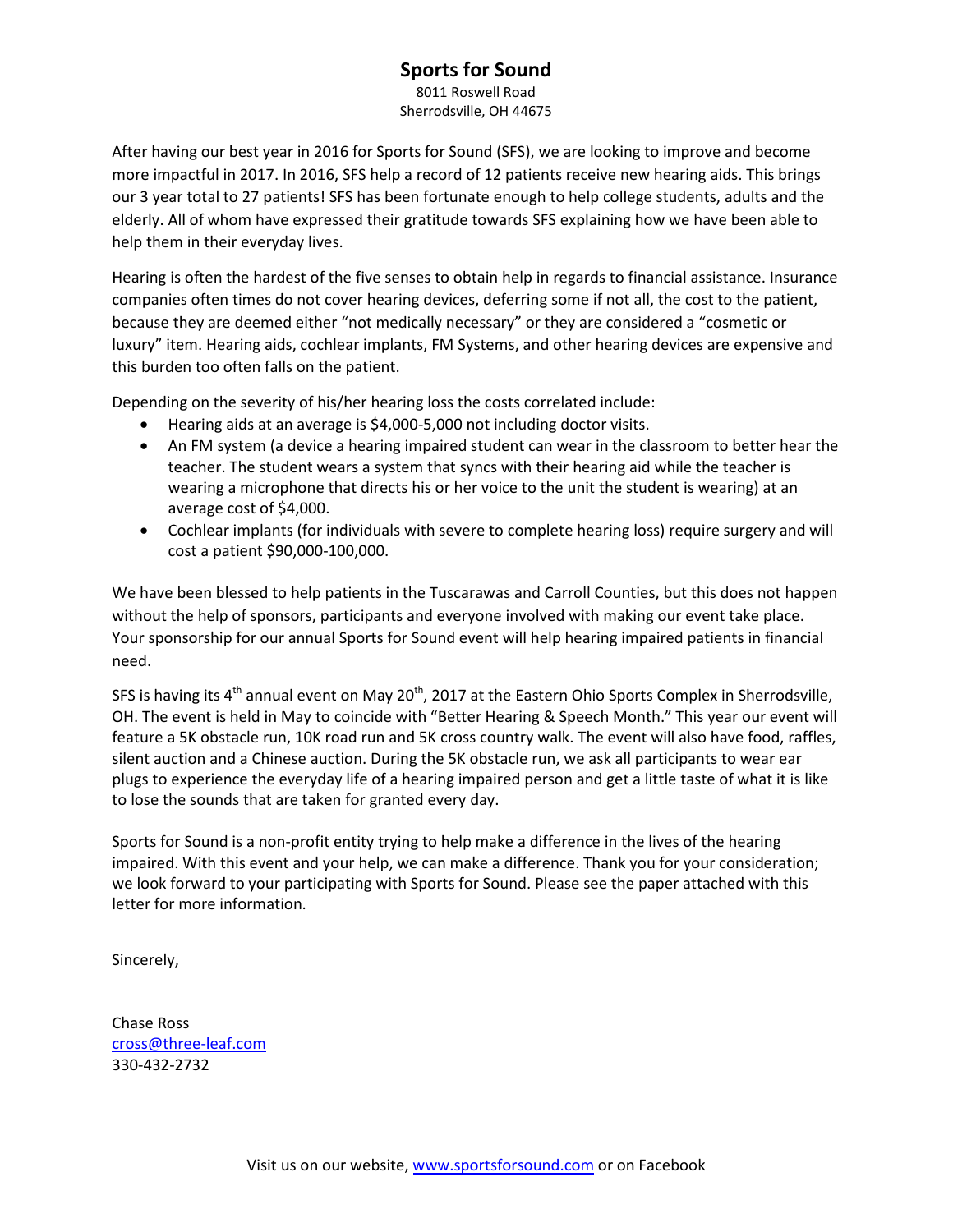# Sports for Sound

8011 Roswell Road
Sherrodsville, OH 44675

After having our best year in 2016 for Sports for Sound (SFS), we are looking to improve and become more impactful in 2017. In 2016, SFS help a record of 12 patients receive new hearing aids. This brings our 3 year total to 27 patients! SFS has been fortunate enough to help college students, adults and the elderly. All of whom have expressed their gratitude towards SFS explaining how we have been able to help them in their everyday lives.

Hearing is often the hardest of the five senses to obtain help in regards to financial assistance. Insurance companies often times do not cover hearing devices, deferring some if not all, the cost to the patient, because they are deemed either "not medically necessary" or they are considered a "cosmetic or luxury" item. Hearing aids, cochlear implants, FM Systems, and other hearing devices are expensive and this burden too often falls on the patient.

Depending on the severity of his/her hearing loss the costs correlated include:

- Hearing aids at an average is $4,000-5,000 not including doctor visits.
- An FM system (a device a hearing impaired student can wear in the classroom to better hear the teacher. The student wears a system that syncs with their hearing aid while the teacher is wearing a microphone that directs his or her voice to the unit the student is wearing) at an average cost of $4,000.
- Cochlear implants (for individuals with severe to complete hearing loss) require surgery and will cost a patient $90,000-100,000.

We have been blessed to help patients in the Tuscarawas and Carroll Counties, but this does not happen without the help of sponsors, participants and everyone involved with making our event take place. Your sponsorship for our annual Sports for Sound event will help hearing impaired patients in financial need.

SFS is having its 4th annual event on May 20th, 2017 at the Eastern Ohio Sports Complex in Sherrodsville, OH. The event is held in May to coincide with "Better Hearing & Speech Month." This year our event will feature a 5K obstacle run, 10K road run and 5K cross country walk. The event will also have food, raffles, silent auction and a Chinese auction. During the 5K obstacle run, we ask all participants to wear ear plugs to experience the everyday life of a hearing impaired person and get a little taste of what it is like to lose the sounds that are taken for granted every day.

Sports for Sound is a non-profit entity trying to help make a difference in the lives of the hearing impaired. With this event and your help, we can make a difference. Thank you for your consideration; we look forward to your participating with Sports for Sound. Please see the paper attached with this letter for more information.

Sincerely,

Chase Ross
cross@three-leaf.com
330-432-2732

Visit us on our website, www.sportsforsound.com or on Facebook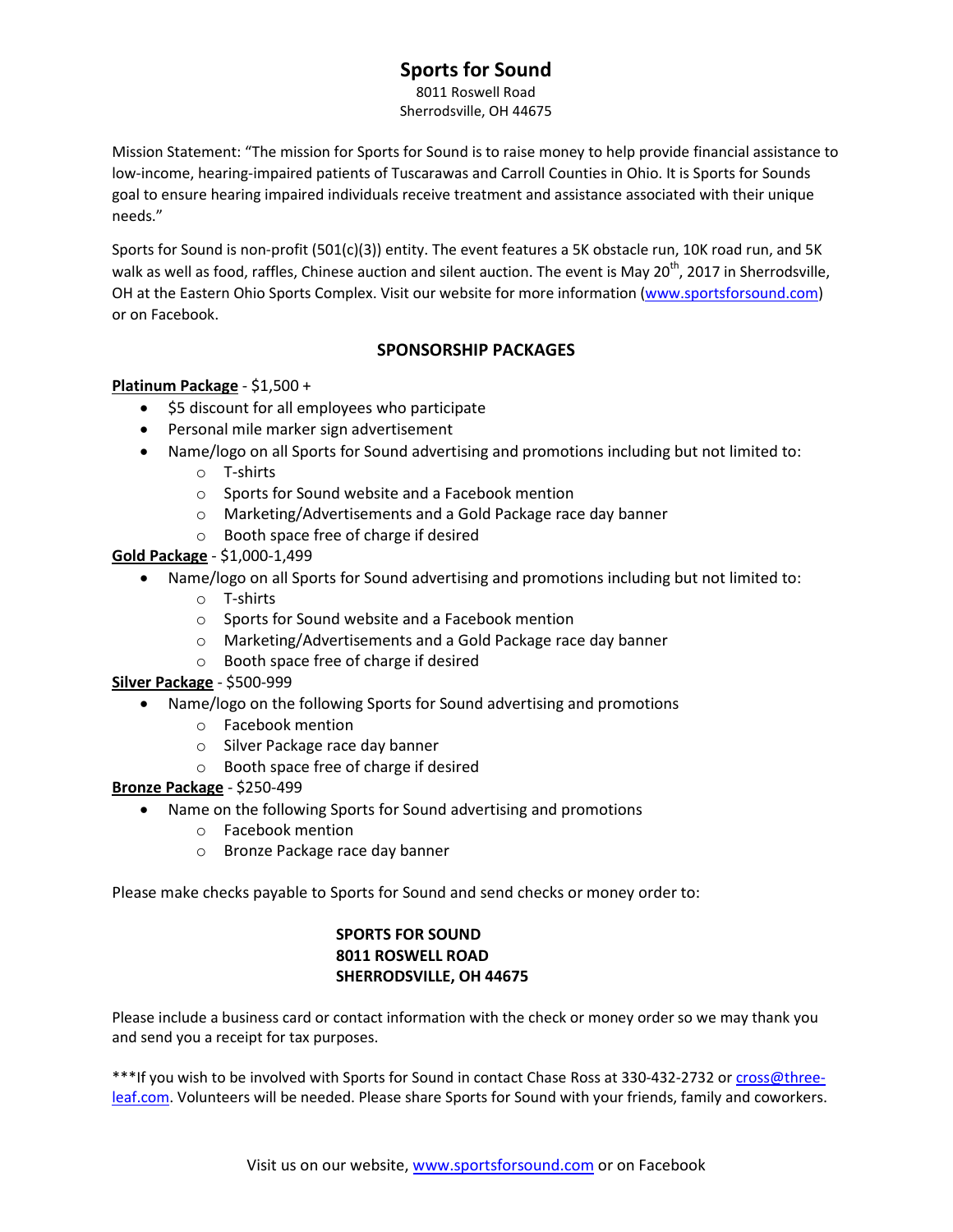# Sports for Sound

8011 Roswell Road
Sherrodsville, OH 44675

Mission Statement: "The mission for Sports for Sound is to raise money to help provide financial assistance to low-income, hearing-impaired patients of Tuscarawas and Carroll Counties in Ohio. It is Sports for Sounds goal to ensure hearing impaired individuals receive treatment and assistance associated with their unique needs."

Sports for Sound is non-profit (501(c)(3)) entity. The event features a 5K obstacle run, 10K road run, and 5K walk as well as food, raffles, Chinese auction and silent auction. The event is May 20th, 2017 in Sherrodsville, OH at the Eastern Ohio Sports Complex. Visit our website for more information (www.sportsforsound.com) or on Facebook.

## SPONSORSHIP PACKAGES

**Platinum Package** - $1,500 +

- $5 discount for all employees who participate
- Personal mile marker sign advertisement
- Name/logo on all Sports for Sound advertising and promotions including but not limited to:
  - T-shirts
  - Sports for Sound website and a Facebook mention
  - Marketing/Advertisements and a Gold Package race day banner
  - Booth space free of charge if desired

**Gold Package** - $1,000-1,499

- Name/logo on all Sports for Sound advertising and promotions including but not limited to:
  - T-shirts
  - Sports for Sound website and a Facebook mention
  - Marketing/Advertisements and a Gold Package race day banner
  - Booth space free of charge if desired

**Silver Package** - $500-999

- Name/logo on the following Sports for Sound advertising and promotions
  - Facebook mention
  - Silver Package race day banner
  - Booth space free of charge if desired

**Bronze Package** - $250-499

- Name on the following Sports for Sound advertising and promotions
  - Facebook mention
  - Bronze Package race day banner

Please make checks payable to Sports for Sound and send checks or money order to:

**SPORTS FOR SOUND**
**8011 ROSWELL ROAD**
**SHERRODSVILLE, OH 44675**

Please include a business card or contact information with the check or money order so we may thank you and send you a receipt for tax purposes.

***If you wish to be involved with Sports for Sound in contact Chase Ross at 330-432-2732 or cross@three-leaf.com. Volunteers will be needed. Please share Sports for Sound with your friends, family and coworkers.

Visit us on our website, www.sportsforsound.com or on Facebook